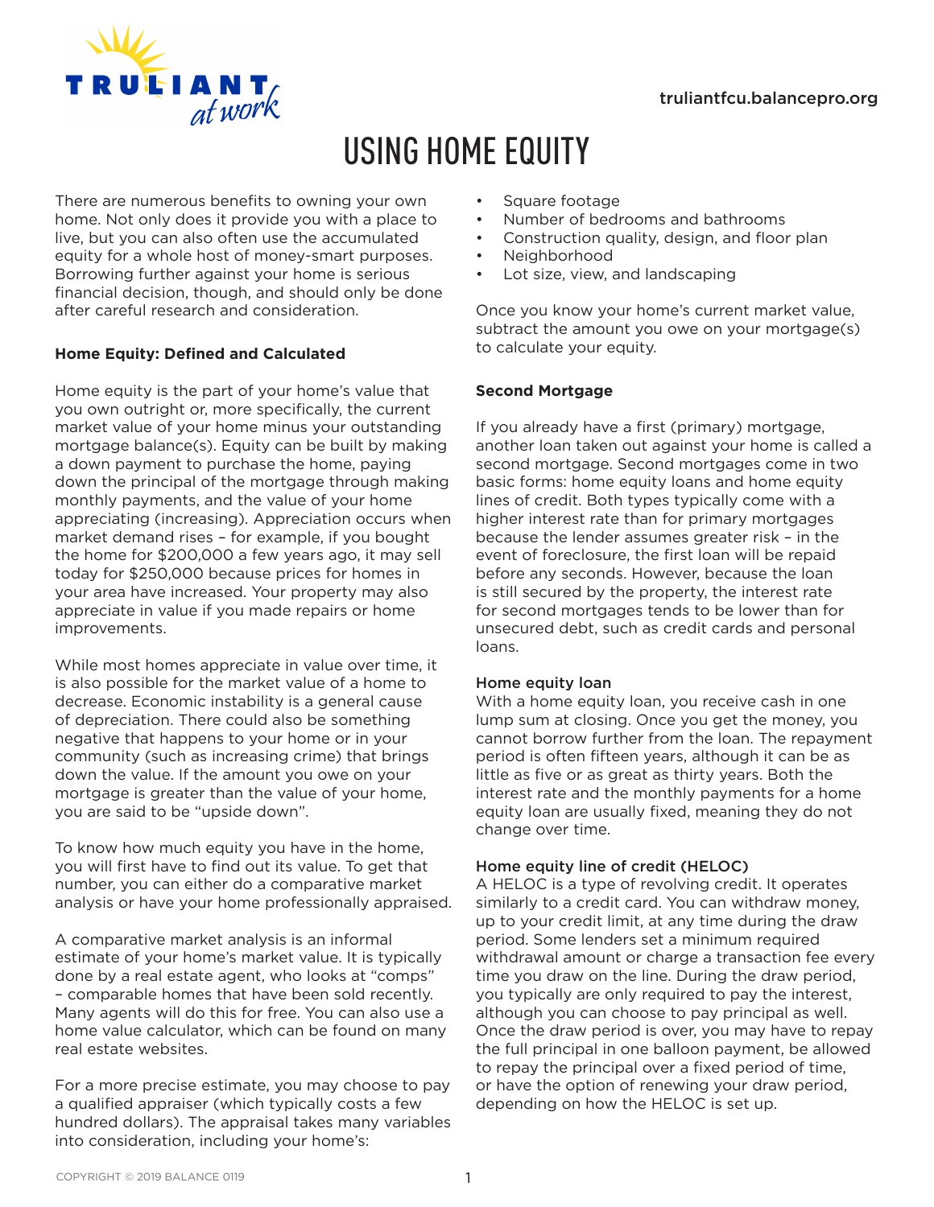# USING HOME EQUITY

There are numerous benefits to owning your own home. Not only does it provide you with a place to live, but you can also often use the accumulated equity for a whole host of money-smart purposes. Borrowing further against your home is serious financial decision, though, and should only be done after careful research and consideration.

**Home Equity: Defined and Calculated**

Home equity is the part of your home's value that you own outright or, more specifically, the current market value of your home minus your outstanding mortgage balance(s). Equity can be built by making a down payment to purchase the home, paying down the principal of the mortgage through making monthly payments, and the value of your home appreciating (increasing). Appreciation occurs when market demand rises – for example, if you bought the home for $200,000 a few years ago, it may sell today for $250,000 because prices for homes in your area have increased. Your property may also appreciate in value if you made repairs or home improvements.

While most homes appreciate in value over time, it is also possible for the market value of a home to decrease. Economic instability is a general cause of depreciation. There could also be something negative that happens to your home or in your community (such as increasing crime) that brings down the value. If the amount you owe on your mortgage is greater than the value of your home, you are said to be "upside down".

To know how much equity you have in the home, you will first have to find out its value. To get that number, you can either do a comparative market analysis or have your home professionally appraised.

A comparative market analysis is an informal estimate of your home's market value. It is typically done by a real estate agent, who looks at "comps" – comparable homes that have been sold recently. Many agents will do this for free. You can also use a home value calculator, which can be found on many real estate websites.

For a more precise estimate, you may choose to pay a qualified appraiser (which typically costs a few hundred dollars). The appraisal takes many variables into consideration, including your home's:

- Square footage
- Number of bedrooms and bathrooms
- Construction quality, design, and floor plan
- Neighborhood
- Lot size, view, and landscaping

Once you know your home's current market value, subtract the amount you owe on your mortgage(s) to calculate your equity.

**Second Mortgage**

If you already have a first (primary) mortgage, another loan taken out against your home is called a second mortgage. Second mortgages come in two basic forms: home equity loans and home equity lines of credit. Both types typically come with a higher interest rate than for primary mortgages because the lender assumes greater risk – in the event of foreclosure, the first loan will be repaid before any seconds. However, because the loan is still secured by the property, the interest rate for second mortgages tends to be lower than for unsecured debt, such as credit cards and personal loans.

**Home equity loan**

With a home equity loan, you receive cash in one lump sum at closing. Once you get the money, you cannot borrow further from the loan. The repayment period is often fifteen years, although it can be as little as five or as great as thirty years. Both the interest rate and the monthly payments for a home equity loan are usually fixed, meaning they do not change over time.

**Home equity line of credit (HELOC)**

A HELOC is a type of revolving credit. It operates similarly to a credit card. You can withdraw money, up to your credit limit, at any time during the draw period. Some lenders set a minimum required withdrawal amount or charge a transaction fee every time you draw on the line. During the draw period, you typically are only required to pay the interest, although you can choose to pay principal as well. Once the draw period is over, you may have to repay the full principal in one balloon payment, be allowed to repay the principal over a fixed period of time, or have the option of renewing your draw period, depending on how the HELOC is set up.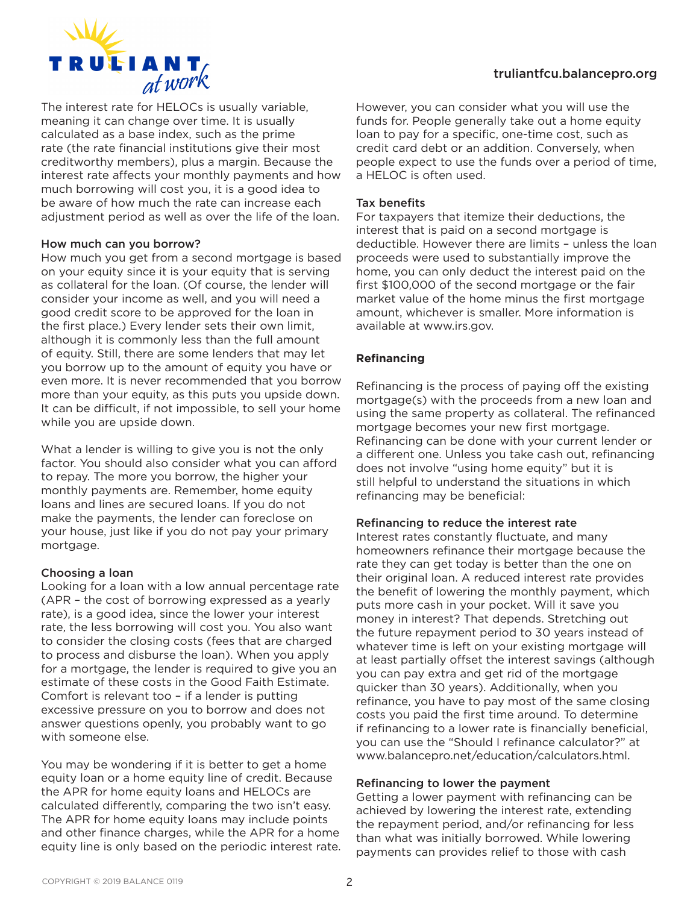The interest rate for HELOCs is usually variable, meaning it can change over time. It is usually calculated as a base index, such as the prime rate (the rate financial institutions give their most creditworthy members), plus a margin. Because the interest rate affects your monthly payments and how much borrowing will cost you, it is a good idea to be aware of how much the rate can increase each adjustment period as well as over the life of the loan.

### How much can you borrow?

How much you get from a second mortgage is based on your equity since it is your equity that is serving as collateral for the loan. (Of course, the lender will consider your income as well, and you will need a good credit score to be approved for the loan in the first place.) Every lender sets their own limit, although it is commonly less than the full amount of equity. Still, there are some lenders that may let you borrow up to the amount of equity you have or even more. It is never recommended that you borrow more than your equity, as this puts you upside down. It can be difficult, if not impossible, to sell your home while you are upside down.

What a lender is willing to give you is not the only factor. You should also consider what you can afford to repay. The more you borrow, the higher your monthly payments are. Remember, home equity loans and lines are secured loans. If you do not make the payments, the lender can foreclose on your house, just like if you do not pay your primary mortgage.

### Choosing a loan

Looking for a loan with a low annual percentage rate (APR – the cost of borrowing expressed as a yearly rate), is a good idea, since the lower your interest rate, the less borrowing will cost you. You also want to consider the closing costs (fees that are charged to process and disburse the loan). When you apply for a mortgage, the lender is required to give you an estimate of these costs in the Good Faith Estimate. Comfort is relevant too – if a lender is putting excessive pressure on you to borrow and does not answer questions openly, you probably want to go with someone else.

You may be wondering if it is better to get a home equity loan or a home equity line of credit. Because the APR for home equity loans and HELOCs are calculated differently, comparing the two isn't easy. The APR for home equity loans may include points and other finance charges, while the APR for a home equity line is only based on the periodic interest rate. However, you can consider what you will use the funds for. People generally take out a home equity loan to pay for a specific, one-time cost, such as credit card debt or an addition. Conversely, when people expect to use the funds over a period of time, a HELOC is often used.

### Tax benefits

For taxpayers that itemize their deductions, the interest that is paid on a second mortgage is deductible. However there are limits – unless the loan proceeds were used to substantially improve the home, you can only deduct the interest paid on the first $100,000 of the second mortgage or the fair market value of the home minus the first mortgage amount, whichever is smaller. More information is available at www.irs.gov.

## Refinancing

Refinancing is the process of paying off the existing mortgage(s) with the proceeds from a new loan and using the same property as collateral. The refinanced mortgage becomes your new first mortgage. Refinancing can be done with your current lender or a different one. Unless you take cash out, refinancing does not involve "using home equity" but it is still helpful to understand the situations in which refinancing may be beneficial:

### Refinancing to reduce the interest rate

Interest rates constantly fluctuate, and many homeowners refinance their mortgage because the rate they can get today is better than the one on their original loan. A reduced interest rate provides the benefit of lowering the monthly payment, which puts more cash in your pocket. Will it save you money in interest? That depends. Stretching out the future repayment period to 30 years instead of whatever time is left on your existing mortgage will at least partially offset the interest savings (although you can pay extra and get rid of the mortgage quicker than 30 years). Additionally, when you refinance, you have to pay most of the same closing costs you paid the first time around. To determine if refinancing to a lower rate is financially beneficial, you can use the "Should I refinance calculator?" at www.balancepro.net/education/calculators.html.

### Refinancing to lower the payment

Getting a lower payment with refinancing can be achieved by lowering the interest rate, extending the repayment period, and/or refinancing for less than what was initially borrowed. While lowering payments can provides relief to those with cash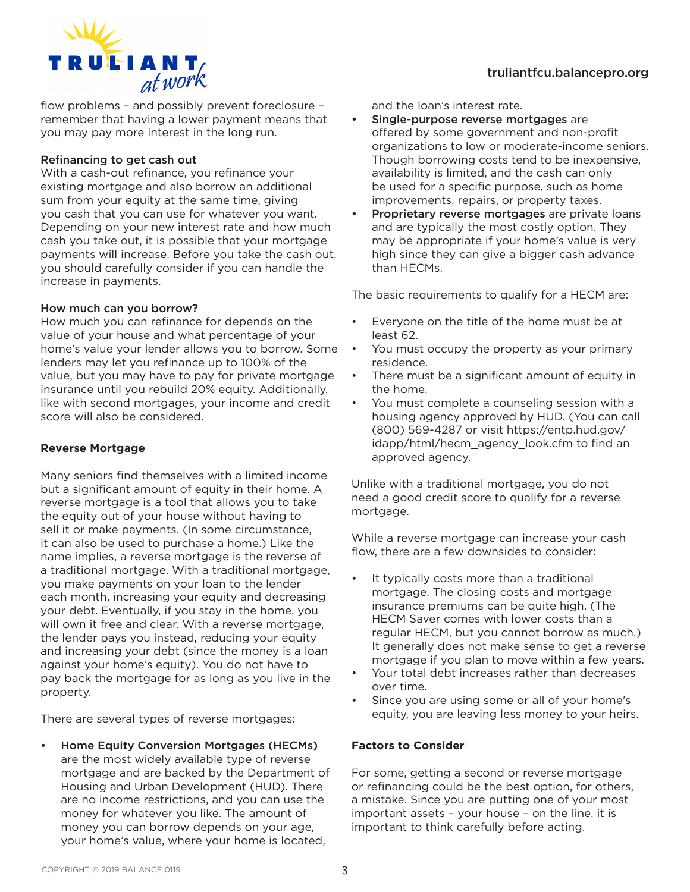flow problems – and possibly prevent foreclosure – remember that having a lower payment means that you may pay more interest in the long run.

### Refinancing to get cash out

With a cash-out refinance, you refinance your existing mortgage and also borrow an additional sum from your equity at the same time, giving you cash that you can use for whatever you want. Depending on your new interest rate and how much cash you take out, it is possible that your mortgage payments will increase. Before you take the cash out, you should carefully consider if you can handle the increase in payments.

### How much can you borrow?

How much you can refinance for depends on the value of your house and what percentage of your home's value your lender allows you to borrow. Some lenders may let you refinance up to 100% of the value, but you may have to pay for private mortgage insurance until you rebuild 20% equity. Additionally, like with second mortgages, your income and credit score will also be considered.

## Reverse Mortgage

Many seniors find themselves with a limited income but a significant amount of equity in their home. A reverse mortgage is a tool that allows you to take the equity out of your house without having to sell it or make payments. (In some circumstance, it can also be used to purchase a home.) Like the name implies, a reverse mortgage is the reverse of a traditional mortgage. With a traditional mortgage, you make payments on your loan to the lender each month, increasing your equity and decreasing your debt. Eventually, if you stay in the home, you will own it free and clear. With a reverse mortgage, the lender pays you instead, reducing your equity and increasing your debt (since the money is a loan against your home's equity). You do not have to pay back the mortgage for as long as you live in the property.

There are several types of reverse mortgages:

- **Home Equity Conversion Mortgages (HECMs)** are the most widely available type of reverse mortgage and are backed by the Department of Housing and Urban Development (HUD). There are no income restrictions, and you can use the money for whatever you like. The amount of money you can borrow depends on your age, your home's value, where your home is located, and the loan's interest rate.
- **Single-purpose reverse mortgages** are offered by some government and non-profit organizations to low or moderate-income seniors. Though borrowing costs tend to be inexpensive, availability is limited, and the cash can only be used for a specific purpose, such as home improvements, repairs, or property taxes.
- **Proprietary reverse mortgages** are private loans and are typically the most costly option. They may be appropriate if your home's value is very high since they can give a bigger cash advance than HECMs.

The basic requirements to qualify for a HECM are:

- Everyone on the title of the home must be at least 62.
- You must occupy the property as your primary residence.
- There must be a significant amount of equity in the home.
- You must complete a counseling session with a housing agency approved by HUD. (You can call (800) 569-4287 or visit https://entp.hud.gov/idapp/html/hecm_agency_look.cfm to find an approved agency.

Unlike with a traditional mortgage, you do not need a good credit score to qualify for a reverse mortgage.

While a reverse mortgage can increase your cash flow, there are a few downsides to consider:

- It typically costs more than a traditional mortgage. The closing costs and mortgage insurance premiums can be quite high. (The HECM Saver comes with lower costs than a regular HECM, but you cannot borrow as much.) It generally does not make sense to get a reverse mortgage if you plan to move within a few years.
- Your total debt increases rather than decreases over time.
- Since you are using some or all of your home's equity, you are leaving less money to your heirs.

## Factors to Consider

For some, getting a second or reverse mortgage or refinancing could be the best option, for others, a mistake. Since you are putting one of your most important assets – your house – on the line, it is important to think carefully before acting.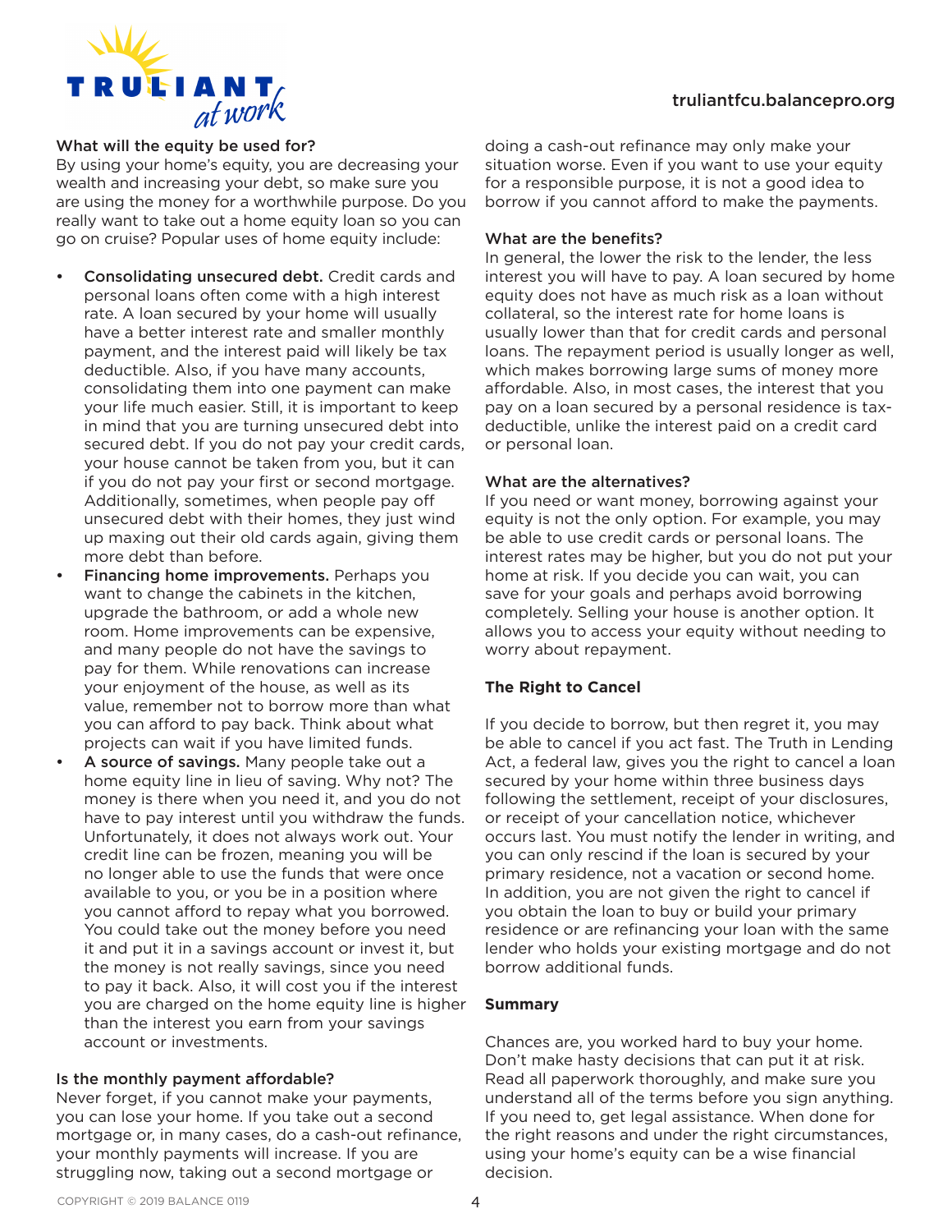### What will the equity be used for?

By using your home's equity, you are decreasing your wealth and increasing your debt, so make sure you are using the money for a worthwhile purpose. Do you really want to take out a home equity loan so you can go on cruise? Popular uses of home equity include:

- **Consolidating unsecured debt.** Credit cards and personal loans often come with a high interest rate. A loan secured by your home will usually have a better interest rate and smaller monthly payment, and the interest paid will likely be tax deductible. Also, if you have many accounts, consolidating them into one payment can make your life much easier. Still, it is important to keep in mind that you are turning unsecured debt into secured debt. If you do not pay your credit cards, your house cannot be taken from you, but it can if you do not pay your first or second mortgage. Additionally, sometimes, when people pay off unsecured debt with their homes, they just wind up maxing out their old cards again, giving them more debt than before.
- **Financing home improvements.** Perhaps you want to change the cabinets in the kitchen, upgrade the bathroom, or add a whole new room. Home improvements can be expensive, and many people do not have the savings to pay for them. While renovations can increase your enjoyment of the house, as well as its value, remember not to borrow more than what you can afford to pay back. Think about what projects can wait if you have limited funds.
- **A source of savings.** Many people take out a home equity line in lieu of saving. Why not? The money is there when you need it, and you do not have to pay interest until you withdraw the funds. Unfortunately, it does not always work out. Your credit line can be frozen, meaning you will be no longer able to use the funds that were once available to you, or you be in a position where you cannot afford to repay what you borrowed. You could take out the money before you need it and put it in a savings account or invest it, but the money is not really savings, since you need to pay it back. Also, it will cost you if the interest you are charged on the home equity line is higher than the interest you earn from your savings account or investments.

### Is the monthly payment affordable?

Never forget, if you cannot make your payments, you can lose your home. If you take out a second mortgage or, in many cases, do a cash-out refinance, your monthly payments will increase. If you are struggling now, taking out a second mortgage or doing a cash-out refinance may only make your situation worse. Even if you want to use your equity for a responsible purpose, it is not a good idea to borrow if you cannot afford to make the payments.

### What are the benefits?

In general, the lower the risk to the lender, the less interest you will have to pay. A loan secured by home equity does not have as much risk as a loan without collateral, so the interest rate for home loans is usually lower than that for credit cards and personal loans. The repayment period is usually longer as well, which makes borrowing large sums of money more affordable. Also, in most cases, the interest that you pay on a loan secured by a personal residence is tax-deductible, unlike the interest paid on a credit card or personal loan.

### What are the alternatives?

If you need or want money, borrowing against your equity is not the only option. For example, you may be able to use credit cards or personal loans. The interest rates may be higher, but you do not put your home at risk. If you decide you can wait, you can save for your goals and perhaps avoid borrowing completely. Selling your house is another option. It allows you to access your equity without needing to worry about repayment.

## The Right to Cancel

If you decide to borrow, but then regret it, you may be able to cancel if you act fast. The Truth in Lending Act, a federal law, gives you the right to cancel a loan secured by your home within three business days following the settlement, receipt of your disclosures, or receipt of your cancellation notice, whichever occurs last. You must notify the lender in writing, and you can only rescind if the loan is secured by your primary residence, not a vacation or second home. In addition, you are not given the right to cancel if you obtain the loan to buy or build your primary residence or are refinancing your loan with the same lender who holds your existing mortgage and do not borrow additional funds.

## Summary

Chances are, you worked hard to buy your home. Don't make hasty decisions that can put it at risk. Read all paperwork thoroughly, and make sure you understand all of the terms before you sign anything. If you need to, get legal assistance. When done for the right reasons and under the right circumstances, using your home's equity can be a wise financial decision.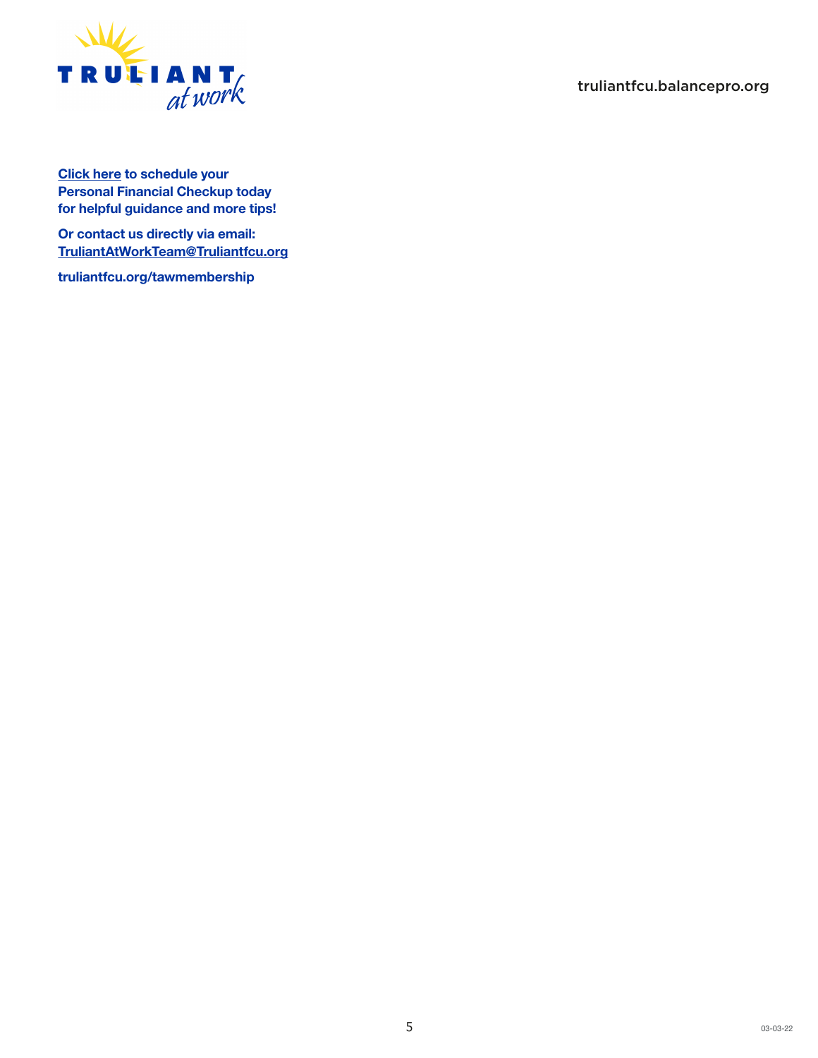truliantfcu.balancepro.org

**Click here to schedule your Personal Financial Checkup today for helpful guidance and more tips!**

**Or contact us directly via email: TruliantAtWorkTeam@Truliantfcu.org**

**truliantfcu.org/tawmembership**

03-03-22